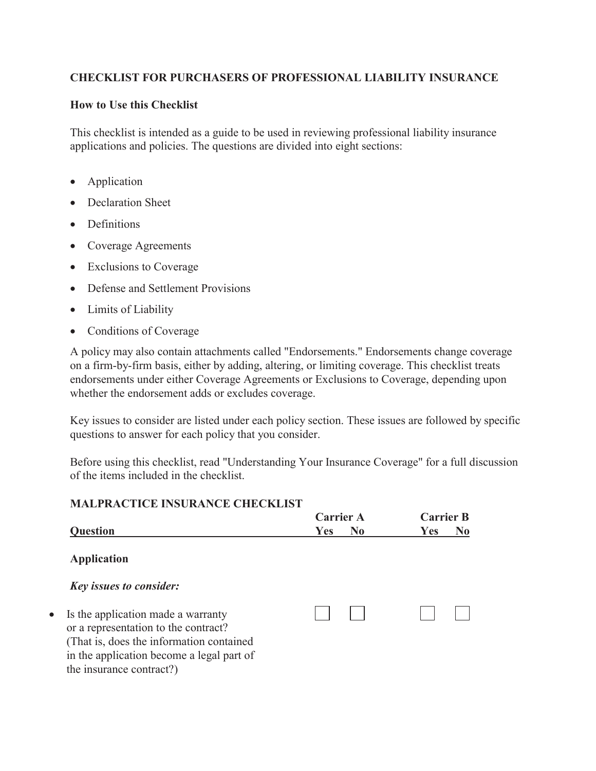## CHECKLIST FOR PURCHASERS OF PROFESSIONAL LIABILITY INSURANCE

### How to Use this Checklist

This checklist is intended as a guide to be used in reviewing professional liability insurance applications and policies. The questions are divided into eight sections:

- Application
- Declaration Sheet
- Definitions
- Coverage Agreements
- Exclusions to Coverage
- Defense and Settlement Provisions
- Limits of Liability
- Conditions of Coverage

A policy may also contain attachments called "Endorsements." Endorsements change coverage on a firm-by-firm basis, either by adding, altering, or limiting coverage. This checklist treats endorsements under either Coverage Agreements or Exclusions to Coverage, depending upon whether the endorsement adds or excludes coverage.

Key issues to consider are listed under each policy section. These issues are followed by specific questions to answer for each policy that you consider.

Before using this checklist, read "Understanding Your Insurance Coverage" for a full discussion of the items included in the checklist.

### MALPRACTICE INSURANCE CHECKLIST

| Question | Carrier A | | Carrier B | |
|---|---|---|---|---|
| | Yes | No | Yes | No |
| **Application** | | | | |
| ***Key issues to consider:*** | | | | |
| • Is the application made a warranty or a representation to the contract? (That is, does the information contained in the application become a legal part of the insurance contract?) | ☐ | ☐ | ☐ | ☐ |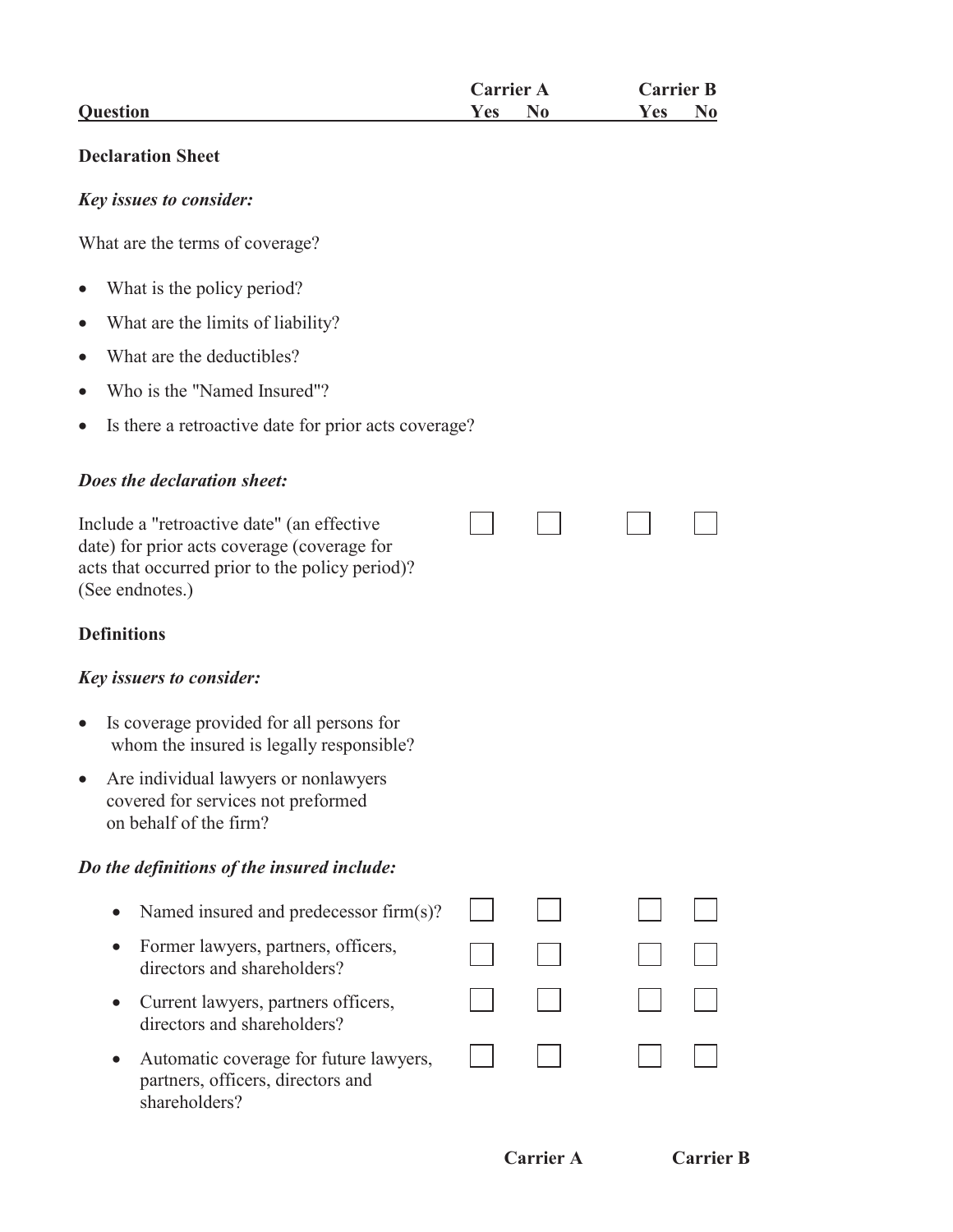| Question | Carrier A Yes | Carrier A No | Carrier B Yes | Carrier B No |
|---|---|---|---|---|

**Declaration Sheet**

***Key issues to consider:***

What are the terms of coverage?

- What is the policy period?
- What are the limits of liability?
- What are the deductibles?
- Who is the "Named Insured"?
- Is there a retroactive date for prior acts coverage?

***Does the declaration sheet:***

| Question | Carrier A Yes | Carrier A No | Carrier B Yes | Carrier B No |
|---|---|---|---|---|
| Include a "retroactive date" (an effective date) for prior acts coverage (coverage for acts that occurred prior to the policy period)? (See endnotes.) | ☐ | ☐ | ☐ | ☐ |

**Definitions**

***Key issuers to consider:***

- Is coverage provided for all persons for whom the insured is legally responsible?
- Are individual lawyers or nonlawyers covered for services not preformed on behalf of the firm?

***Do the definitions of the insured include:***

| Question | Carrier A Yes | Carrier A No | Carrier B Yes | Carrier B No |
|---|---|---|---|---|
| • Named insured and predecessor firm(s)? | ☐ | ☐ | ☐ | ☐ |
| • Former lawyers, partners, officers, directors and shareholders? | ☐ | ☐ | ☐ | ☐ |
| • Current lawyers, partners officers, directors and shareholders? | ☐ | ☐ | ☐ | ☐ |
| • Automatic coverage for future lawyers, partners, officers, directors and shareholders? | ☐ | ☐ | ☐ | ☐ |

**Carrier A** **Carrier B**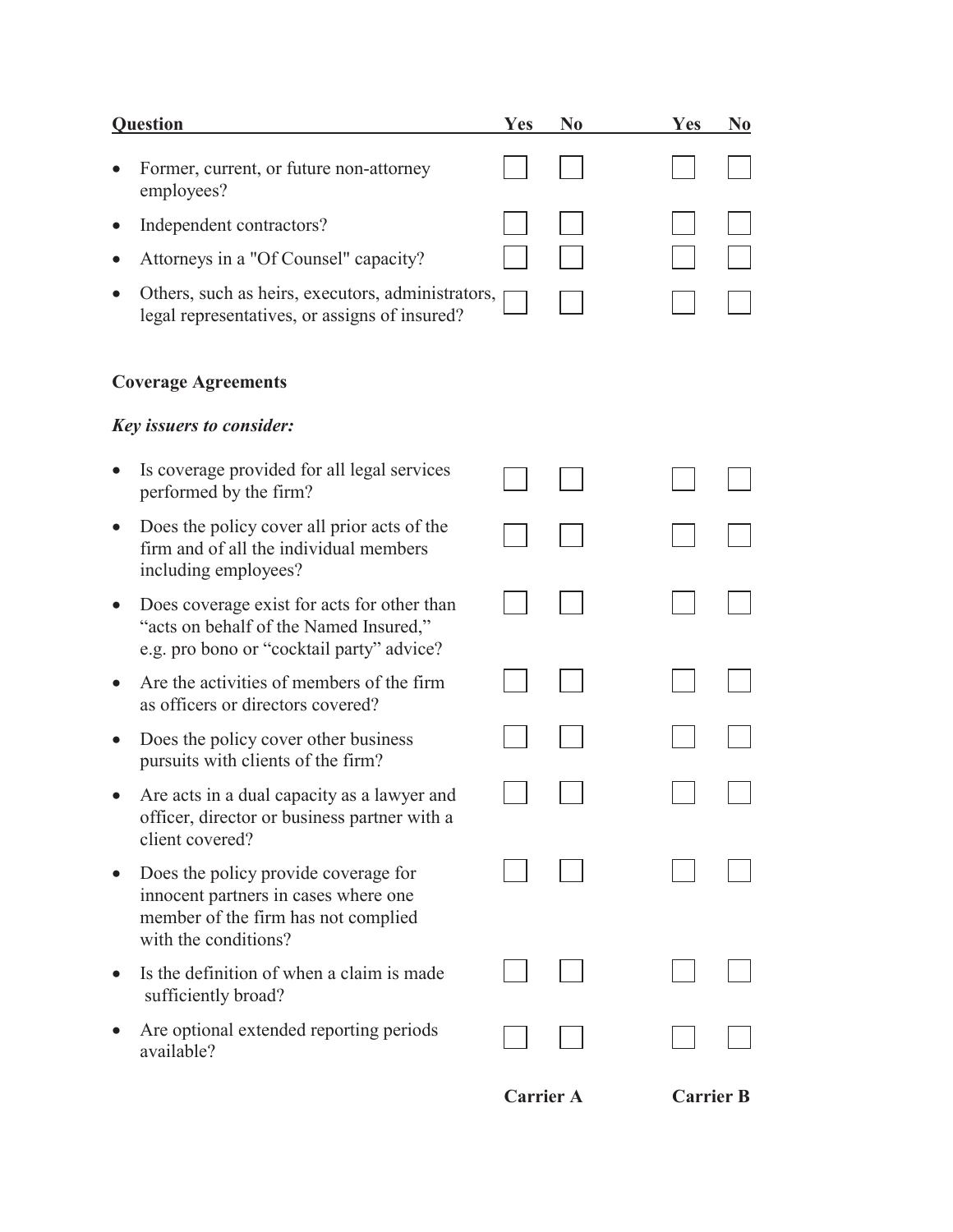| Question | Yes | No | Yes | No |
|---|---|---|---|---|
| • Former, current, or future non-attorney employees? | ☐ | ☐ | ☐ | ☐ |
| • Independent contractors? | ☐ | ☐ | ☐ | ☐ |
| • Attorneys in a "Of Counsel" capacity? | ☐ | ☐ | ☐ | ☐ |
| • Others, such as heirs, executors, administrators, legal representatives, or assigns of insured? | ☐ | ☐ | ☐ | ☐ |

**Coverage Agreements**

***Key issuers to consider:***

| Question | Yes | No | Yes | No |
|---|---|---|---|---|
| • Is coverage provided for all legal services performed by the firm? | ☐ | ☐ | ☐ | ☐ |
| • Does the policy cover all prior acts of the firm and of all the individual members including employees? | ☐ | ☐ | ☐ | ☐ |
| • Does coverage exist for acts for other than "acts on behalf of the Named Insured," e.g. pro bono or "cocktail party" advice? | ☐ | ☐ | ☐ | ☐ |
| • Are the activities of members of the firm as officers or directors covered? | ☐ | ☐ | ☐ | ☐ |
| • Does the policy cover other business pursuits with clients of the firm? | ☐ | ☐ | ☐ | ☐ |
| • Are acts in a dual capacity as a lawyer and officer, director or business partner with a client covered? | ☐ | ☐ | ☐ | ☐ |
| • Does the policy provide coverage for innocent partners in cases where one member of the firm has not complied with the conditions? | ☐ | ☐ | ☐ | ☐ |
| • Is the definition of when a claim is made sufficiently broad? | ☐ | ☐ | ☐ | ☐ |
| • Are optional extended reporting periods available? | ☐ | ☐ | ☐ | ☐ |
| | **Carrier A** | | **Carrier B** | |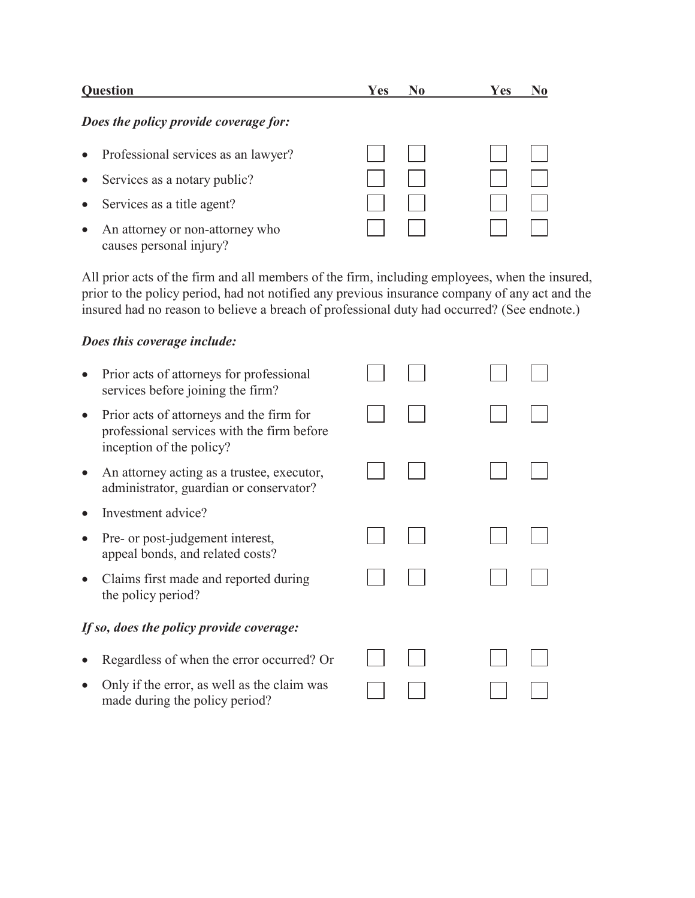| Question | Yes | No | Yes | No |
|---|---|---|---|---|
| ***Does the policy provide coverage for:*** | | | | |
| • Professional services as an lawyer? | ☐ | ☐ | ☐ | ☐ |
| • Services as a notary public? | ☐ | ☐ | ☐ | ☐ |
| • Services as a title agent? | ☐ | ☐ | ☐ | ☐ |
| • An attorney or non-attorney who causes personal injury? | ☐ | ☐ | ☐ | ☐ |

All prior acts of the firm and all members of the firm, including employees, when the insured, prior to the policy period, had not notified any previous insurance company of any act and the insured had no reason to believe a breach of professional duty had occurred? (See endnote.)

| Question | Yes | No | Yes | No |
|---|---|---|---|---|
| ***Does this coverage include:*** | | | | |
| • Prior acts of attorneys for professional services before joining the firm? | ☐ | ☐ | ☐ | ☐ |
| • Prior acts of attorneys and the firm for professional services with the firm before inception of the policy? | ☐ | ☐ | ☐ | ☐ |
| • An attorney acting as a trustee, executor, administrator, guardian or conservator? | ☐ | ☐ | ☐ | ☐ |
| • Investment advice? | | | | |
| • Pre- or post-judgement interest, appeal bonds, and related costs? | ☐ | ☐ | ☐ | ☐ |
| • Claims first made and reported during the policy period? | ☐ | ☐ | ☐ | ☐ |
| ***If so, does the policy provide coverage:*** | | | | |
| • Regardless of when the error occurred? Or | ☐ | ☐ | ☐ | ☐ |
| • Only if the error, as well as the claim was made during the policy period? | ☐ | ☐ | ☐ | ☐ |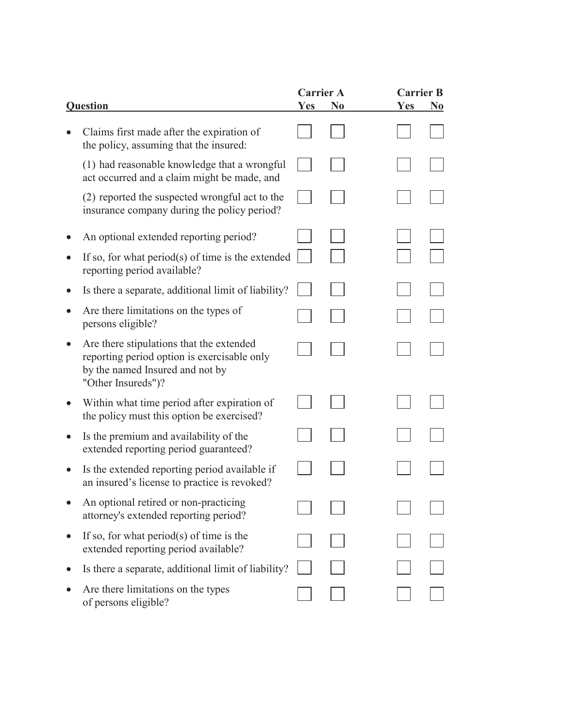| Question | Carrier A Yes | Carrier A No | Carrier B Yes | Carrier B No |
|---|---|---|---|---|
| • Claims first made after the expiration of the policy, assuming that the insured: | ☐ | ☐ | ☐ | ☐ |
| (1) had reasonable knowledge that a wrongful act occurred and a claim might be made, and | ☐ | ☐ | ☐ | ☐ |
| (2) reported the suspected wrongful act to the insurance company during the policy period? | ☐ | ☐ | ☐ | ☐ |
| • An optional extended reporting period? | ☐ | ☐ | ☐ | ☐ |
| • If so, for what period(s) of time is the extended reporting period available? | ☐ | ☐ | ☐ | ☐ |
| • Is there a separate, additional limit of liability? | ☐ | ☐ | ☐ | ☐ |
| • Are there limitations on the types of persons eligible? | ☐ | ☐ | ☐ | ☐ |
| • Are there stipulations that the extended reporting period option is exercisable only by the named Insured and not by "Other Insureds")? | ☐ | ☐ | ☐ | ☐ |
| • Within what time period after expiration of the policy must this option be exercised? | ☐ | ☐ | ☐ | ☐ |
| • Is the premium and availability of the extended reporting period guaranteed? | ☐ | ☐ | ☐ | ☐ |
| • Is the extended reporting period available if an insured's license to practice is revoked? | ☐ | ☐ | ☐ | ☐ |
| • An optional retired or non-practicing attorney's extended reporting period? | ☐ | ☐ | ☐ | ☐ |
| • If so, for what period(s) of time is the extended reporting period available? | ☐ | ☐ | ☐ | ☐ |
| • Is there a separate, additional limit of liability? | ☐ | ☐ | ☐ | ☐ |
| • Are there limitations on the types of persons eligible? | ☐ | ☐ | ☐ | ☐ |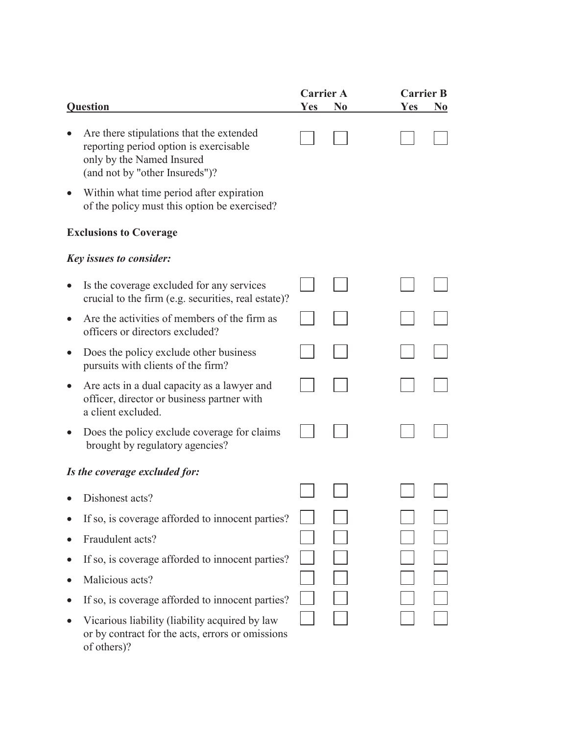| Question | Carrier A Yes | Carrier A No | Carrier B Yes | Carrier B No |
|---|---|---|---|---|
| • Are there stipulations that the extended reporting period option is exercisable only by the Named Insured (and not by "other Insureds")? | ☐ | ☐ | ☐ | ☐ |
| • Within what time period after expiration of the policy must this option be exercised? | | | | |
| **Exclusions to Coverage** | | | | |
| ***Key issues to consider:*** | | | | |
| • Is the coverage excluded for any services crucial to the firm (e.g. securities, real estate)? | ☐ | ☐ | ☐ | ☐ |
| • Are the activities of members of the firm as officers or directors excluded? | ☐ | ☐ | ☐ | ☐ |
| • Does the policy exclude other business pursuits with clients of the firm? | ☐ | ☐ | ☐ | ☐ |
| • Are acts in a dual capacity as a lawyer and officer, director or business partner with a client excluded. | ☐ | ☐ | ☐ | ☐ |
| • Does the policy exclude coverage for claims brought by regulatory agencies? | ☐ | ☐ | ☐ | ☐ |
| ***Is the coverage excluded for:*** | | | | |
| • Dishonest acts? | ☐ | ☐ | ☐ | ☐ |
| • If so, is coverage afforded to innocent parties? | ☐ | ☐ | ☐ | ☐ |
| • Fraudulent acts? | ☐ | ☐ | ☐ | ☐ |
| • If so, is coverage afforded to innocent parties? | ☐ | ☐ | ☐ | ☐ |
| • Malicious acts? | ☐ | ☐ | ☐ | ☐ |
| • If so, is coverage afforded to innocent parties? | ☐ | ☐ | ☐ | ☐ |
| • Vicarious liability (liability acquired by law or by contract for the acts, errors or omissions of others)? | ☐ | ☐ | ☐ | ☐ |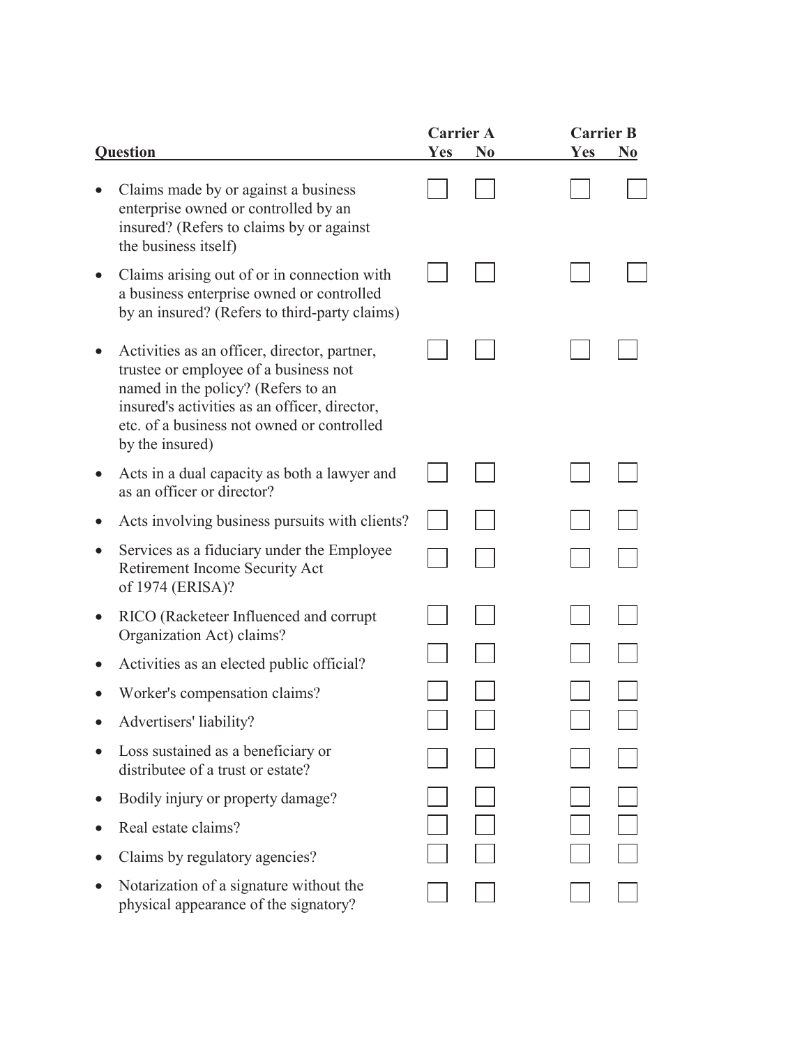| Question | Carrier A Yes | Carrier A No | Carrier B Yes | Carrier B No |
|---|---|---|---|---|
| • Claims made by or against a business enterprise owned or controlled by an insured? (Refers to claims by or against the business itself) | ☐ | ☐ | ☐ | ☐ |
| • Claims arising out of or in connection with a business enterprise owned or controlled by an insured? (Refers to third-party claims) | ☐ | ☐ | ☐ | ☐ |
| • Activities as an officer, director, partner, trustee or employee of a business not named in the policy? (Refers to an insured's activities as an officer, director, etc. of a business not owned or controlled by the insured) | ☐ | ☐ | ☐ | ☐ |
| • Acts in a dual capacity as both a lawyer and as an officer or director? | ☐ | ☐ | ☐ | ☐ |
| • Acts involving business pursuits with clients? | ☐ | ☐ | ☐ | ☐ |
| • Services as a fiduciary under the Employee Retirement Income Security Act of 1974 (ERISA)? | ☐ | ☐ | ☐ | ☐ |
| • RICO (Racketeer Influenced and corrupt Organization Act) claims? | ☐ | ☐ | ☐ | ☐ |
| • Activities as an elected public official? | ☐ | ☐ | ☐ | ☐ |
| • Worker's compensation claims? | ☐ | ☐ | ☐ | ☐ |
| • Advertisers' liability? | ☐ | ☐ | ☐ | ☐ |
| • Loss sustained as a beneficiary or distributee of a trust or estate? | ☐ | ☐ | ☐ | ☐ |
| • Bodily injury or property damage? | ☐ | ☐ | ☐ | ☐ |
| • Real estate claims? | ☐ | ☐ | ☐ | ☐ |
| • Claims by regulatory agencies? | ☐ | ☐ | ☐ | ☐ |
| • Notarization of a signature without the physical appearance of the signatory? | ☐ | ☐ | ☐ | ☐ |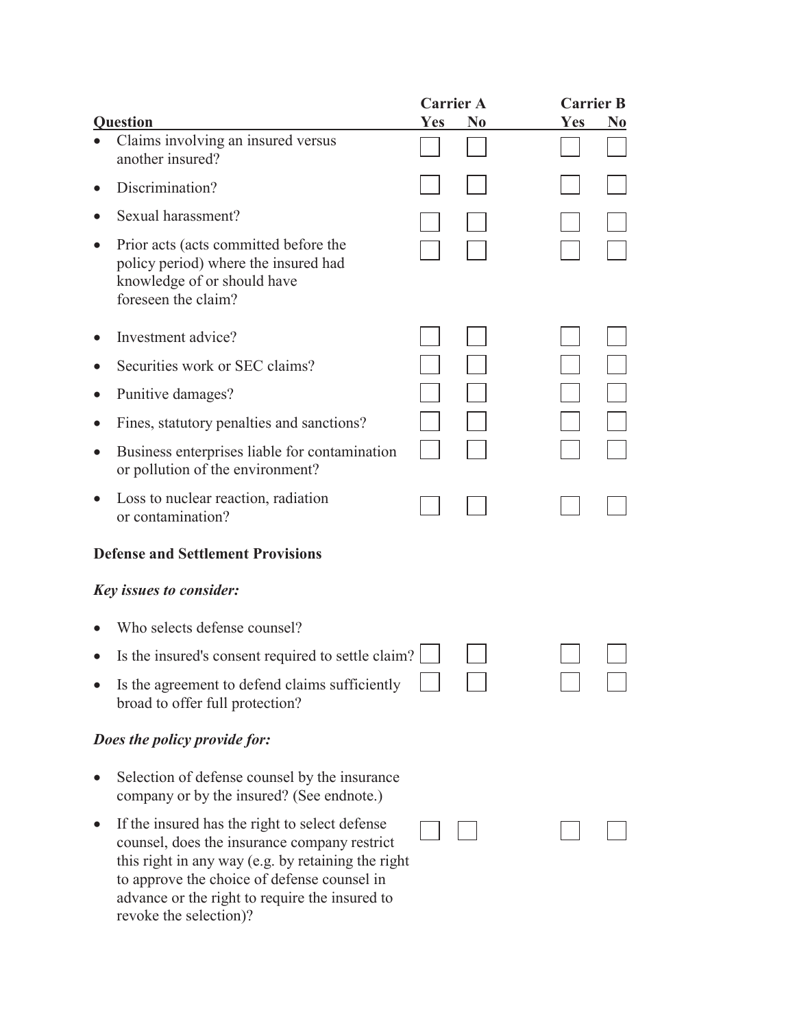| Question | Carrier A Yes | Carrier A No | Carrier B Yes | Carrier B No |
|---|---|---|---|---|
| • Claims involving an insured versus another insured? | ☐ | ☐ | ☐ | ☐ |
| • Discrimination? | ☐ | ☐ | ☐ | ☐ |
| • Sexual harassment? | ☐ | ☐ | ☐ | ☐ |
| • Prior acts (acts committed before the policy period) where the insured had knowledge of or should have foreseen the claim? | ☐ | ☐ | ☐ | ☐ |
| • Investment advice? | ☐ | ☐ | ☐ | ☐ |
| • Securities work or SEC claims? | ☐ | ☐ | ☐ | ☐ |
| • Punitive damages? | ☐ | ☐ | ☐ | ☐ |
| • Fines, statutory penalties and sanctions? | ☐ | ☐ | ☐ | ☐ |
| • Business enterprises liable for contamination or pollution of the environment? | ☐ | ☐ | ☐ | ☐ |
| • Loss to nuclear reaction, radiation or contamination? | ☐ | ☐ | ☐ | ☐ |

**Defense and Settlement Provisions**

***Key issues to consider:***

| Question | Carrier A Yes | Carrier A No | Carrier B Yes | Carrier B No |
|---|---|---|---|---|
| • Who selects defense counsel? | | | | |
| • Is the insured's consent required to settle claim? | ☐ | ☐ | ☐ | ☐ |
| • Is the agreement to defend claims sufficiently broad to offer full protection? | ☐ | ☐ | ☐ | ☐ |

***Does the policy provide for:***

| Question | Carrier A Yes | Carrier A No | Carrier B Yes | Carrier B No |
|---|---|---|---|---|
| • Selection of defense counsel by the insurance company or by the insured? (See endnote.) | | | | |
| • If the insured has the right to select defense counsel, does the insurance company restrict this right in any way (e.g. by retaining the right to approve the choice of defense counsel in advance or the right to require the insured to revoke the selection)? | ☐ | ☐ | ☐ | ☐ |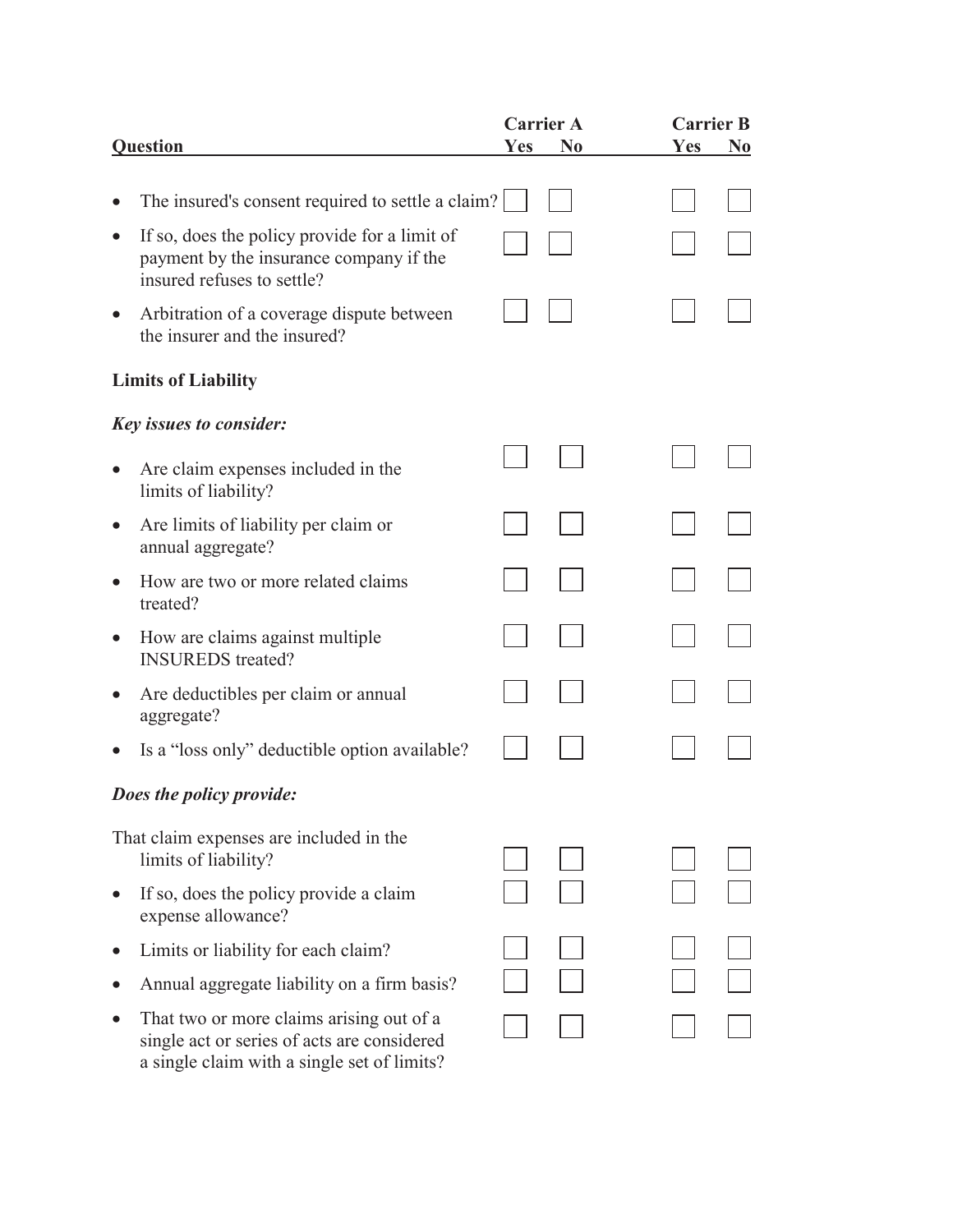| Question | Carrier A Yes | Carrier A No | Carrier B Yes | Carrier B No |
|---|---|---|---|---|
| • The insured's consent required to settle a claim? | ☐ | ☐ | ☐ | ☐ |
| • If so, does the policy provide for a limit of payment by the insurance company if the insured refuses to settle? | ☐ | ☐ | ☐ | ☐ |
| • Arbitration of a coverage dispute between the insurer and the insured? | ☐ | ☐ | ☐ | ☐ |
| **Limits of Liability** | | | | |
| ***Key issues to consider:*** | | | | |
| • Are claim expenses included in the limits of liability? | ☐ | ☐ | ☐ | ☐ |
| • Are limits of liability per claim or annual aggregate? | ☐ | ☐ | ☐ | ☐ |
| • How are two or more related claims treated? | ☐ | ☐ | ☐ | ☐ |
| • How are claims against multiple INSUREDS treated? | ☐ | ☐ | ☐ | ☐ |
| • Are deductibles per claim or annual aggregate? | ☐ | ☐ | ☐ | ☐ |
| • Is a "loss only" deductible option available? | ☐ | ☐ | ☐ | ☐ |
| ***Does the policy provide:*** | | | | |
| That claim expenses are included in the limits of liability? | ☐ | ☐ | ☐ | ☐ |
| • If so, does the policy provide a claim expense allowance? | ☐ | ☐ | ☐ | ☐ |
| • Limits or liability for each claim? | ☐ | ☐ | ☐ | ☐ |
| • Annual aggregate liability on a firm basis? | ☐ | ☐ | ☐ | ☐ |
| • That two or more claims arising out of a single act or series of acts are considered a single claim with a single set of limits? | ☐ | ☐ | ☐ | ☐ |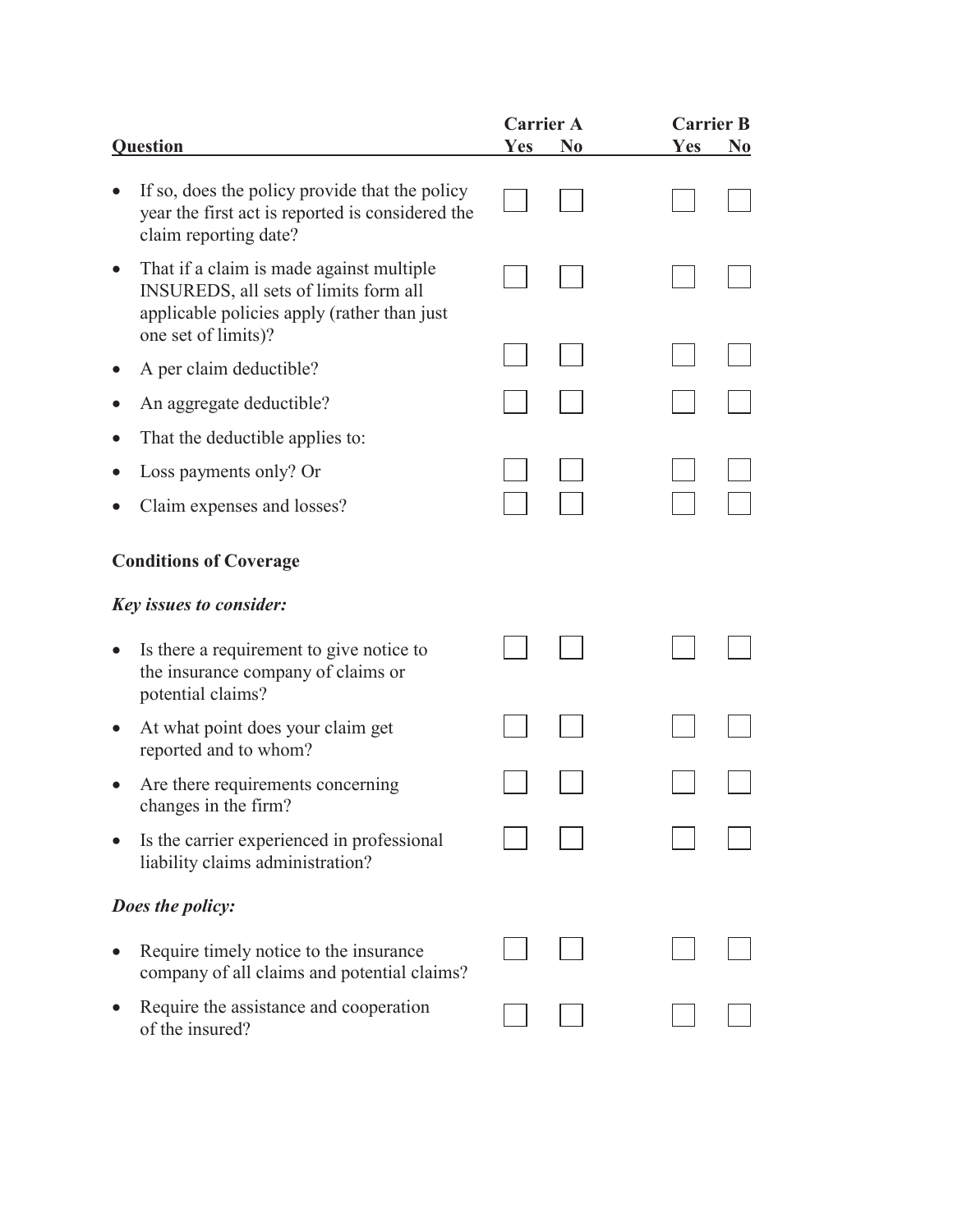| Question | Carrier A Yes | Carrier A No | Carrier B Yes | Carrier B No |
|---|---|---|---|---|
| • If so, does the policy provide that the policy year the first act is reported is considered the claim reporting date? | ☐ | ☐ | ☐ | ☐ |
| • That if a claim is made against multiple INSUREDS, all sets of limits form all applicable policies apply (rather than just one set of limits)? | ☐ | ☐ | ☐ | ☐ |
| • A per claim deductible? | ☐ | ☐ | ☐ | ☐ |
| • An aggregate deductible? | ☐ | ☐ | ☐ | ☐ |
| • That the deductible applies to: | | | | |
| • Loss payments only? Or | ☐ | ☐ | ☐ | ☐ |
| • Claim expenses and losses? | ☐ | ☐ | ☐ | ☐ |

**Conditions of Coverage**

***Key issues to consider:***

| Question | Carrier A Yes | Carrier A No | Carrier B Yes | Carrier B No |
|---|---|---|---|---|
| • Is there a requirement to give notice to the insurance company of claims or potential claims? | ☐ | ☐ | ☐ | ☐ |
| • At what point does your claim get reported and to whom? | ☐ | ☐ | ☐ | ☐ |
| • Are there requirements concerning changes in the firm? | ☐ | ☐ | ☐ | ☐ |
| • Is the carrier experienced in professional liability claims administration? | ☐ | ☐ | ☐ | ☐ |

***Does the policy:***

| Question | Carrier A Yes | Carrier A No | Carrier B Yes | Carrier B No |
|---|---|---|---|---|
| • Require timely notice to the insurance company of all claims and potential claims? | ☐ | ☐ | ☐ | ☐ |
| • Require the assistance and cooperation of the insured? | ☐ | ☐ | ☐ | ☐ |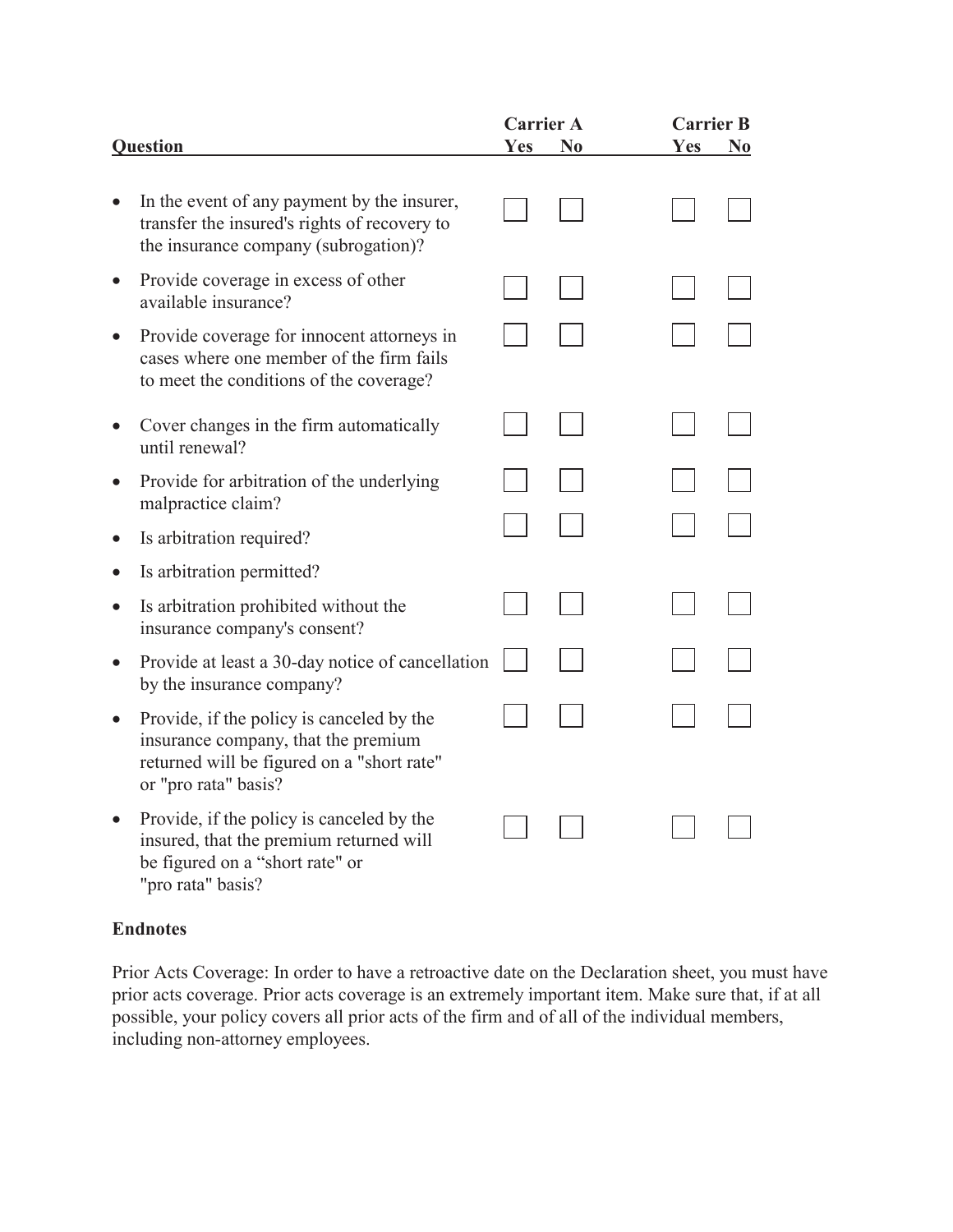| Question | Carrier A Yes | Carrier A No | Carrier B Yes | Carrier B No |
|---|---|---|---|---|
| • In the event of any payment by the insurer, transfer the insured's rights of recovery to the insurance company (subrogation)? | ☐ | ☐ | ☐ | ☐ |
| • Provide coverage in excess of other available insurance? | ☐ | ☐ | ☐ | ☐ |
| • Provide coverage for innocent attorneys in cases where one member of the firm fails to meet the conditions of the coverage? | ☐ | ☐ | ☐ | ☐ |
| • Cover changes in the firm automatically until renewal? | ☐ | ☐ | ☐ | ☐ |
| • Provide for arbitration of the underlying malpractice claim? | ☐ | ☐ | ☐ | ☐ |
| • Is arbitration required? | ☐ | ☐ | ☐ | ☐ |
| • Is arbitration permitted? | | | | |
| • Is arbitration prohibited without the insurance company's consent? | ☐ | ☐ | ☐ | ☐ |
| • Provide at least a 30-day notice of cancellation by the insurance company? | ☐ | ☐ | ☐ | ☐ |
| • Provide, if the policy is canceled by the insurance company, that the premium returned will be figured on a "short rate" or "pro rata" basis? | ☐ | ☐ | ☐ | ☐ |
| • Provide, if the policy is canceled by the insured, that the premium returned will be figured on a "short rate" or "pro rata" basis? | ☐ | ☐ | ☐ | ☐ |

**Endnotes**

Prior Acts Coverage: In order to have a retroactive date on the Declaration sheet, you must have prior acts coverage. Prior acts coverage is an extremely important item. Make sure that, if at all possible, your policy covers all prior acts of the firm and of all of the individual members, including non-attorney employees.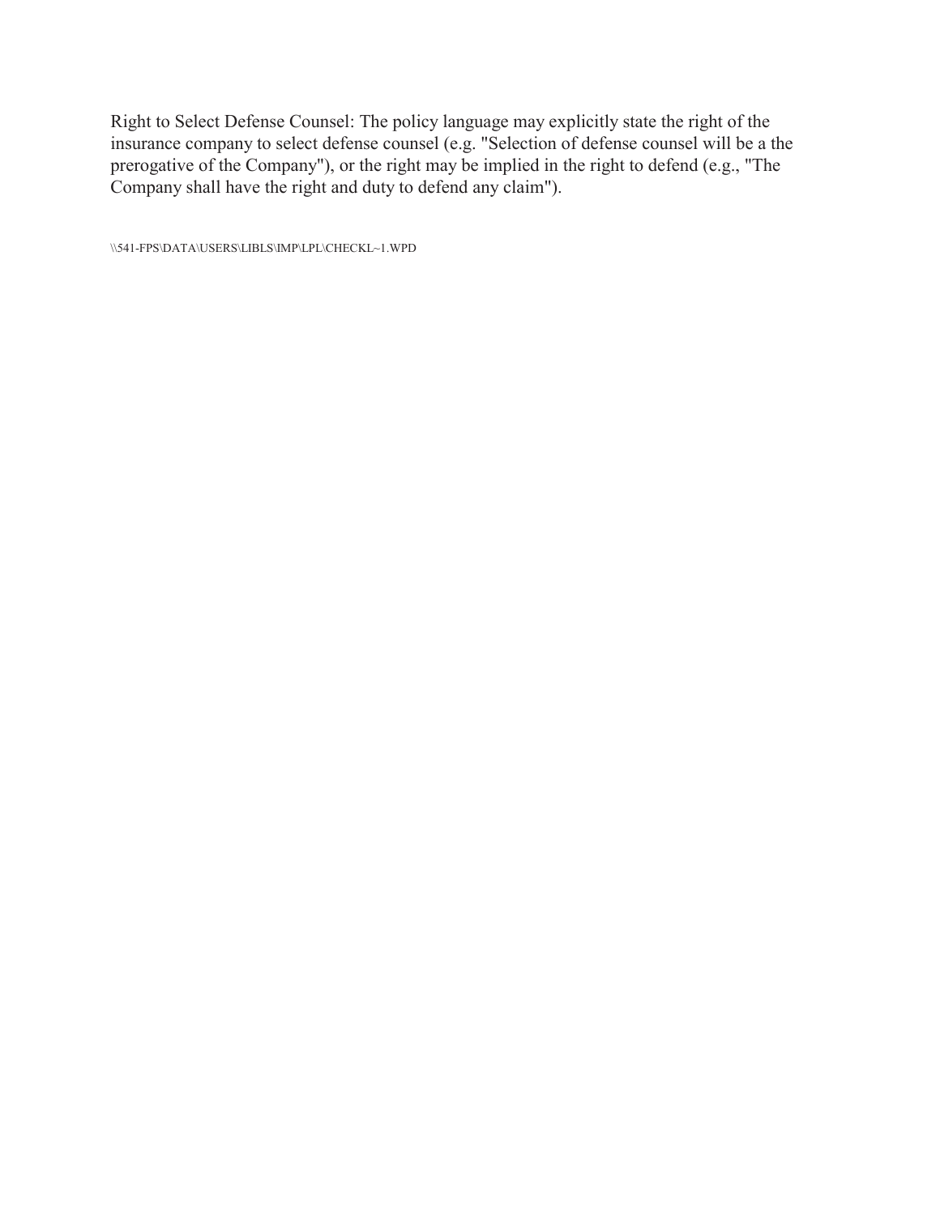Right to Select Defense Counsel: The policy language may explicitly state the right of the insurance company to select defense counsel (e.g. "Selection of defense counsel will be a the prerogative of the Company"), or the right may be implied in the right to defend (e.g., "The Company shall have the right and duty to defend any claim").

\\541-FPS\DATA\USERS\LIBLS\IMP\LPL\CHECKL~1.WPD